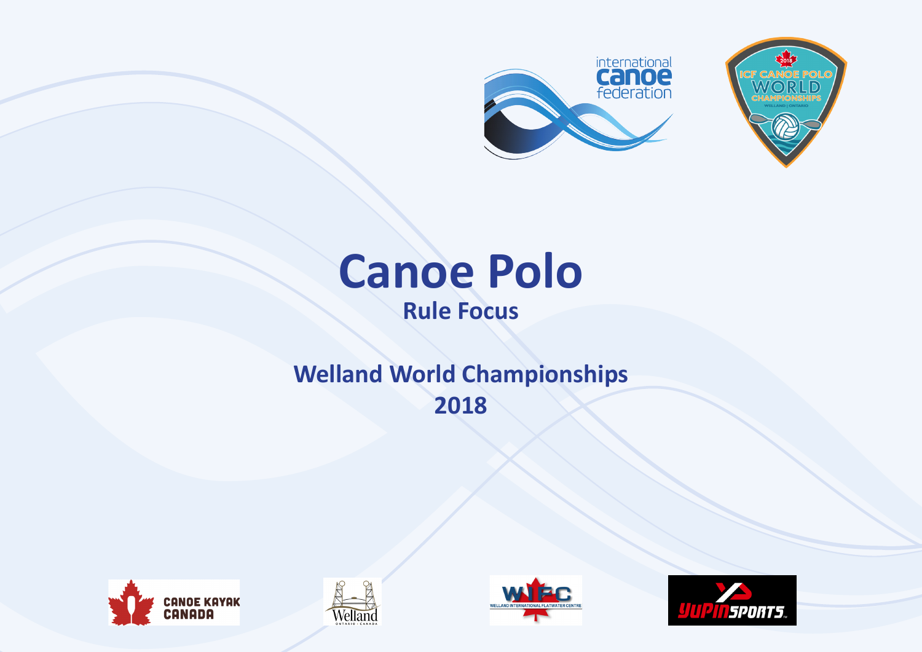# Canoe Polo

## Rule Focus

## Welland World Championships 2018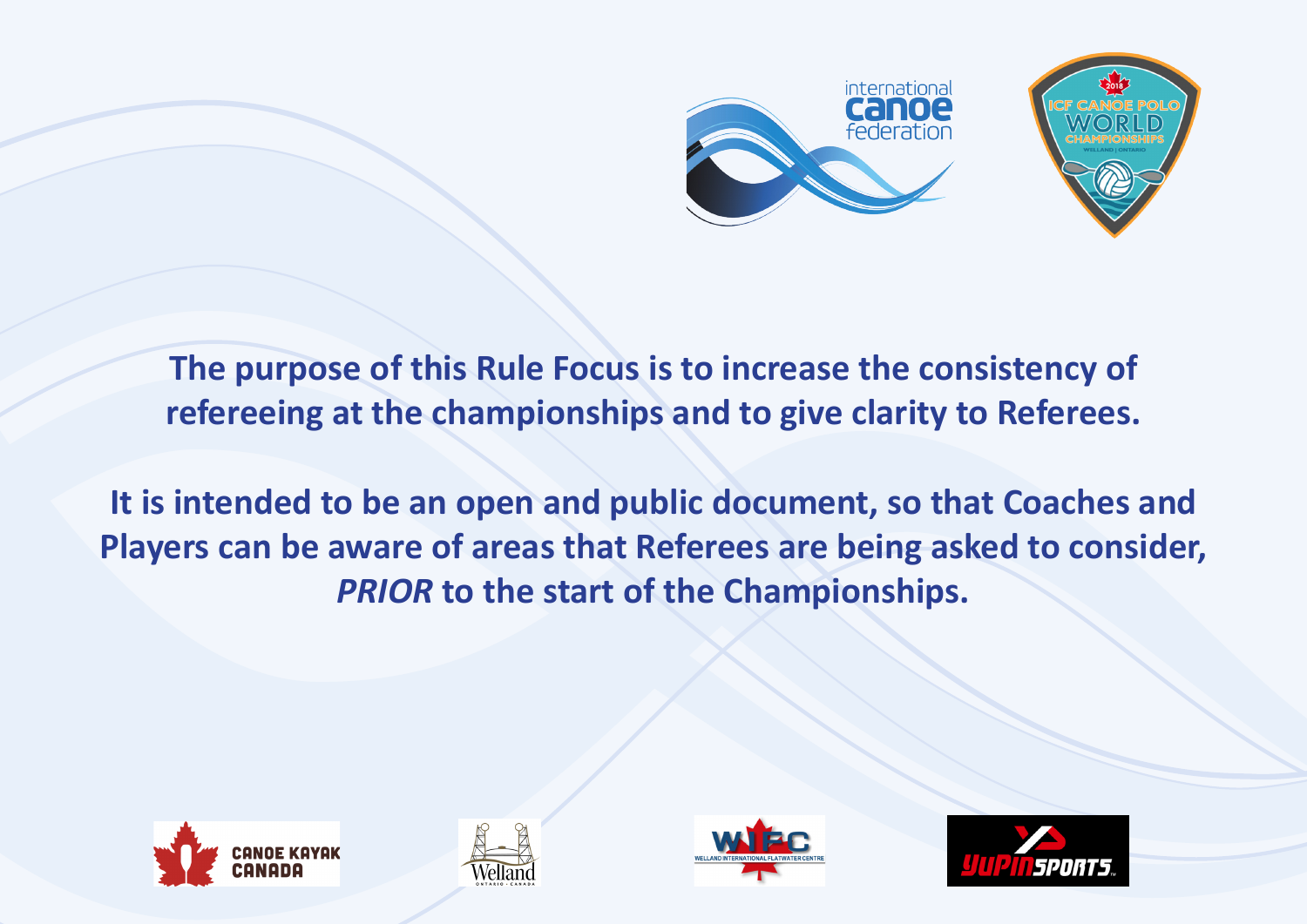**The purpose of this Rule Focus is to increase the consistency of refereeing at the championships and to give clarity to Referees.**

**It is intended to be an open and public document, so that Coaches and Players can be aware of areas that Referees are being asked to consider, *PRIOR* to the start of the Championships.**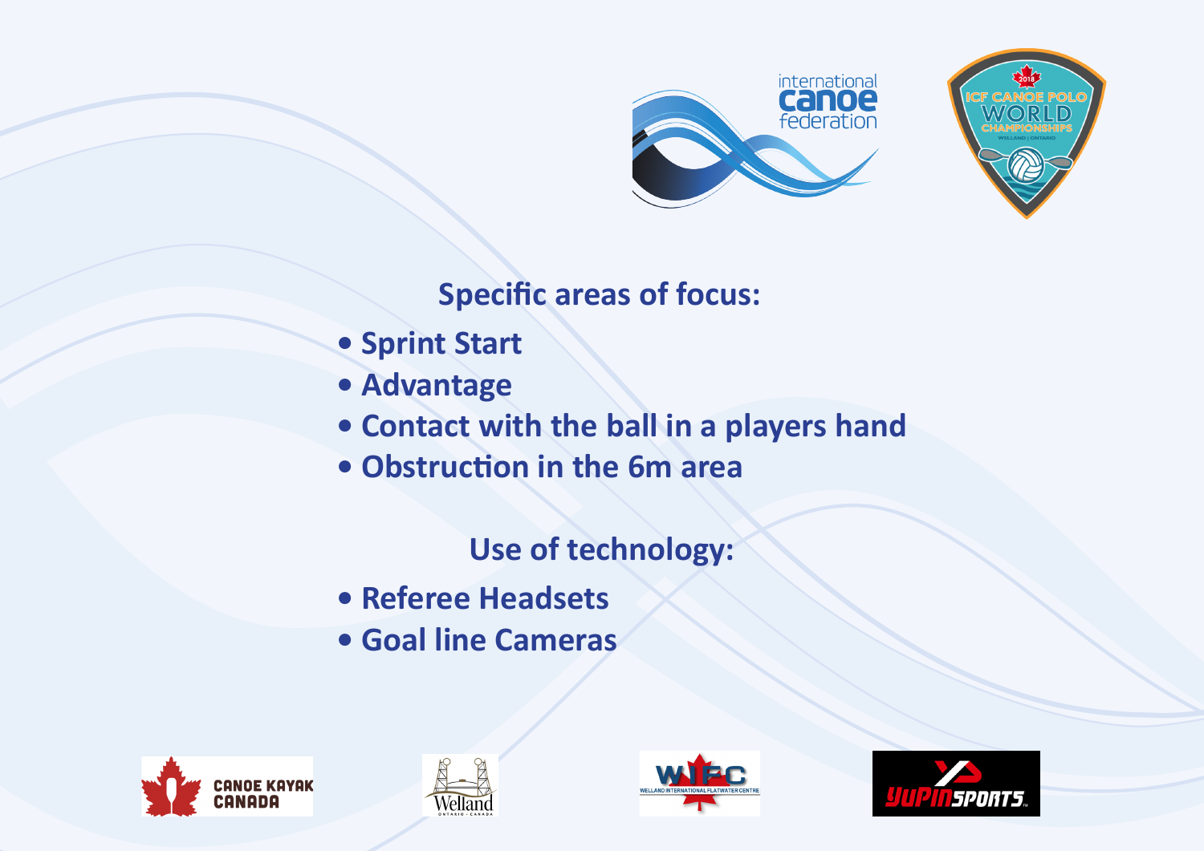## Specific areas of focus:

- Sprint Start
- Advantage
- Contact with the ball in a players hand
- Obstruction in the 6m area

## Use of technology:

- Referee Headsets
- Goal line Cameras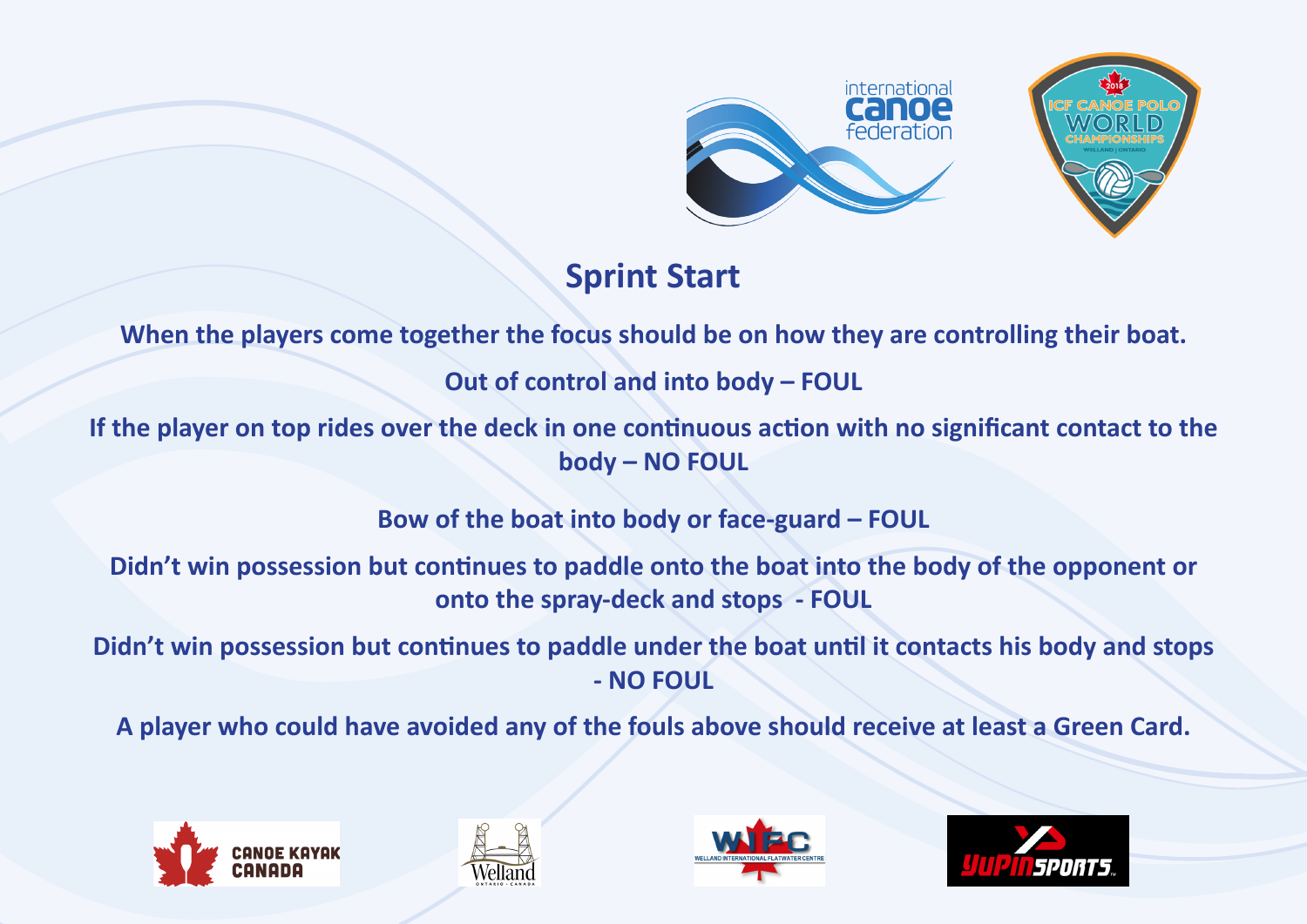## Sprint Start

**When the players come together the focus should be on how they are controlling their boat.**

**Out of control and into body – FOUL**

**If the player on top rides over the deck in one continuous action with no significant contact to the body – NO FOUL**

**Bow of the boat into body or face-guard – FOUL**

**Didn't win possession but continues to paddle onto the boat into the body of the opponent or onto the spray-deck and stops - FOUL**

**Didn't win possession but continues to paddle under the boat until it contacts his body and stops - NO FOUL**

**A player who could have avoided any of the fouls above should receive at least a Green Card.**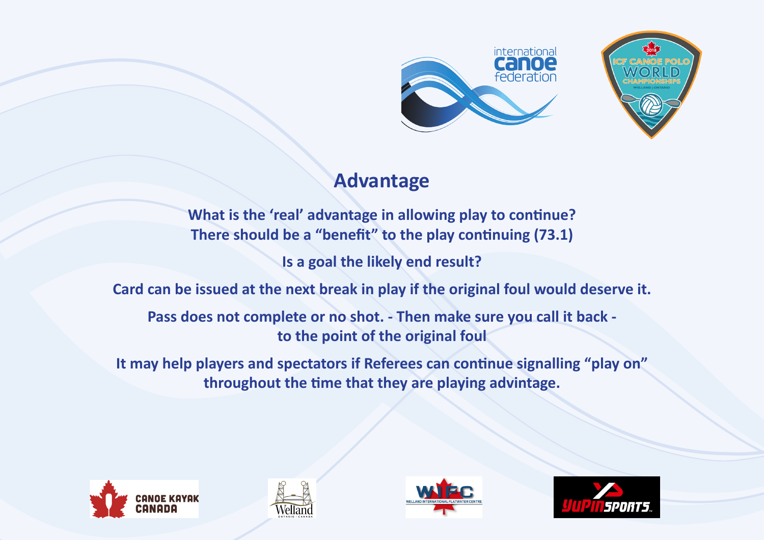# Advantage

**What is the 'real' advantage in allowing play to continue?**
**There should be a "benefit" to the play continuing (73.1)**

**Is a goal the likely end result?**

**Card can be issued at the next break in play if the original foul would deserve it.**

**Pass does not complete or no shot. - Then make sure you call it back - to the point of the original foul**

**It may help players and spectators if Referees can continue signalling "play on" throughout the time that they are playing advitantage.**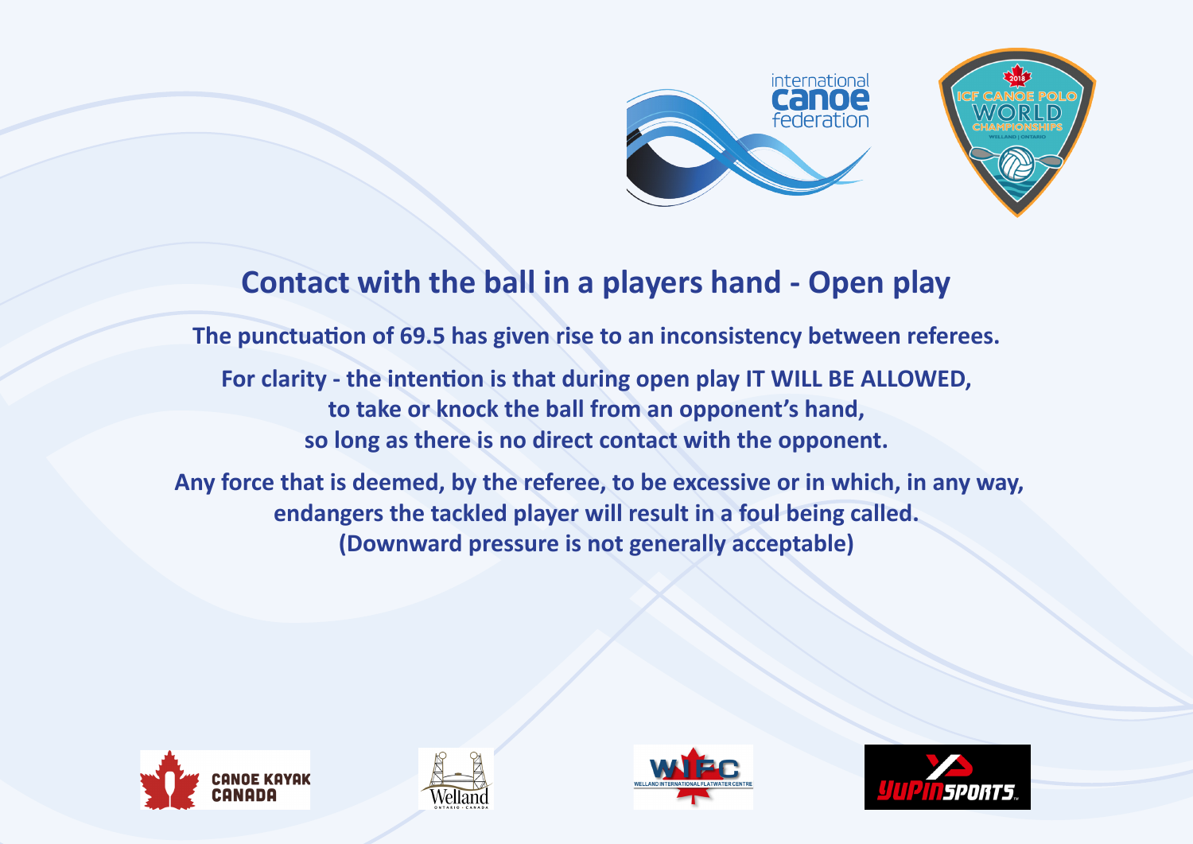# Contact with the ball in a players hand - Open play

**The punctuation of 69.5 has given rise to an inconsistency between referees.**

**For clarity - the intention is that during open play IT WILL BE ALLOWED, to take or knock the ball from an opponent's hand, so long as there is no direct contact with the opponent.**

**Any force that is deemed, by the referee, to be excessive or in which, in any way, endangers the tackled player will result in a foul being called. (Downward pressure is not generally acceptable)**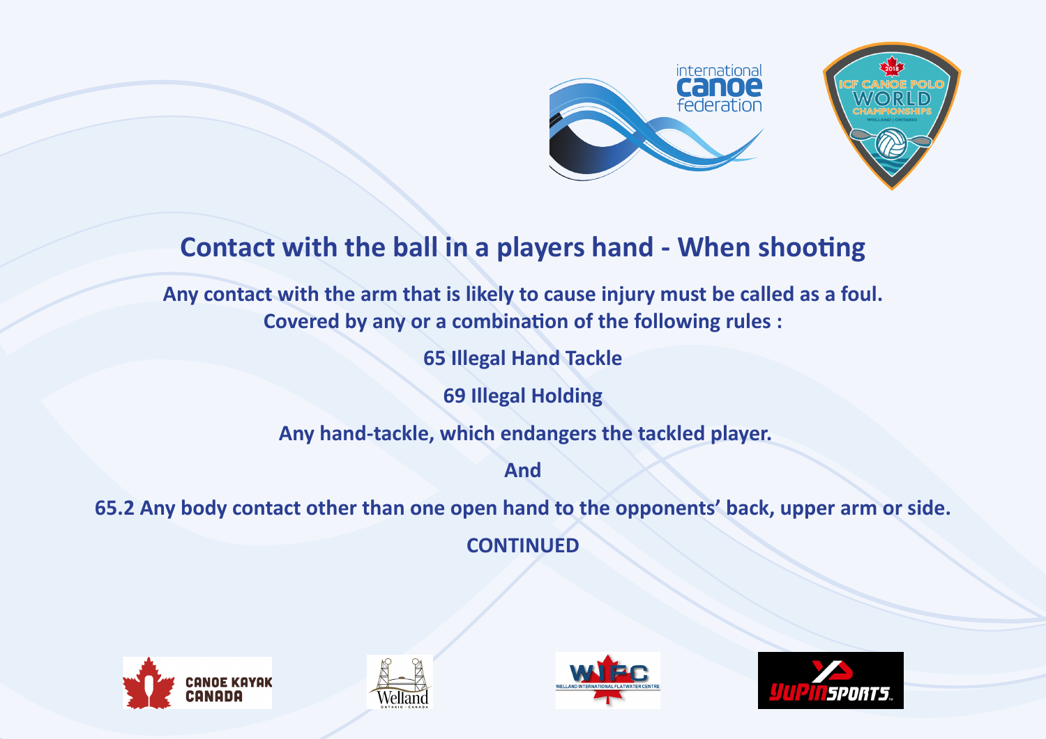# Contact with the ball in a players hand - When shooting

**Any contact with the arm that is likely to cause injury must be called as a foul.**
**Covered by any or a combination of the following rules :**

**65 Illegal Hand Tackle**

**69 Illegal Holding**

**Any hand-tackle, which endangers the tackled player.**

**And**

**65.2 Any body contact other than one open hand to the opponents' back, upper arm or side.**

**CONTINUED**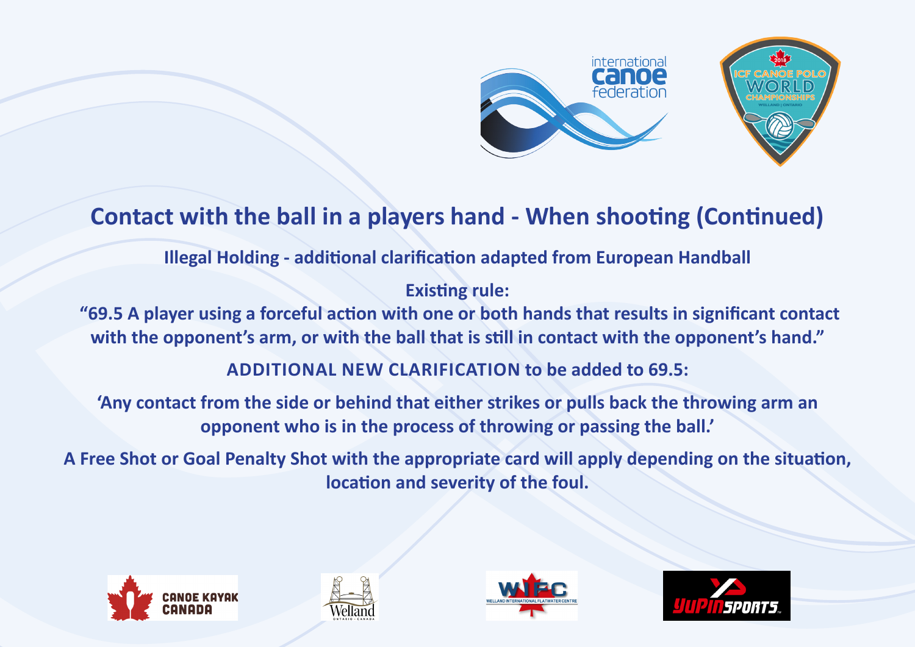# Contact with the ball in a players hand - When shooting (Continued)

**Illegal Holding - additional clarification adapted from European Handball**

**Existing rule:**

**"69.5 A player using a forceful action with one or both hands that results in significant contact with the opponent's arm, or with the ball that is still in contact with the opponent's hand."**

**ADDITIONAL NEW CLARIFICATION to be added to 69.5:**

**'Any contact from the side or behind that either strikes or pulls back the throwing arm an opponent who is in the process of throwing or passing the ball.'**

**A Free Shot or Goal Penalty Shot with the appropriate card will apply depending on the situation, location and severity of the foul.**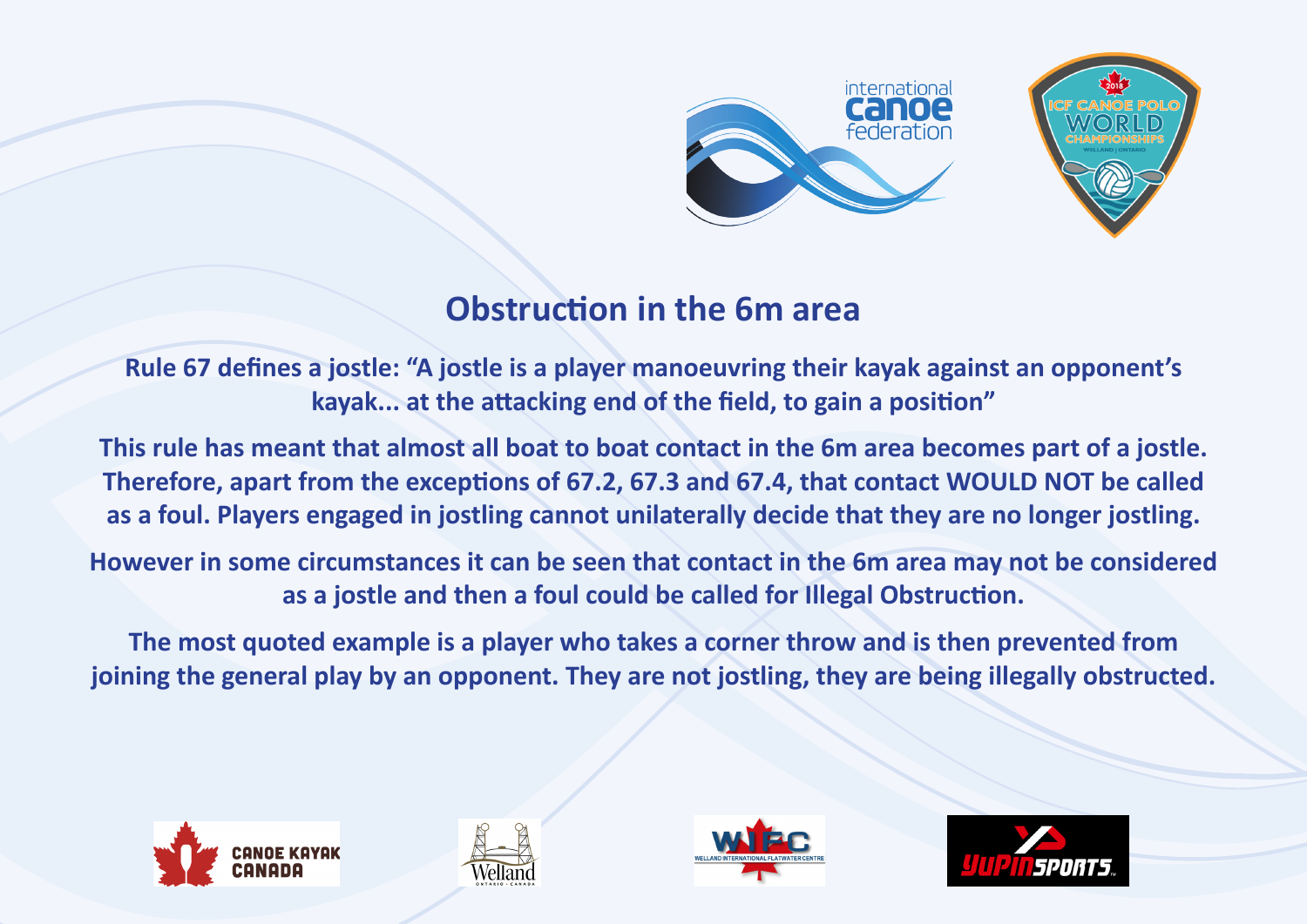# Obstruction in the 6m area

**Rule 67 defines a jostle: "A jostle is a player manoeuvring their kayak against an opponent's kayak... at the attacking end of the field, to gain a position"**

**This rule has meant that almost all boat to boat contact in the 6m area becomes part of a jostle. Therefore, apart from the exceptions of 67.2, 67.3 and 67.4, that contact WOULD NOT be called as a foul. Players engaged in jostling cannot unilaterally decide that they are no longer jostling.**

**However in some circumstances it can be seen that contact in the 6m area may not be considered as a jostle and then a foul could be called for Illegal Obstruction.**

**The most quoted example is a player who takes a corner throw and is then prevented from joining the general play by an opponent. They are not jostling, they are being illegally obstructed.**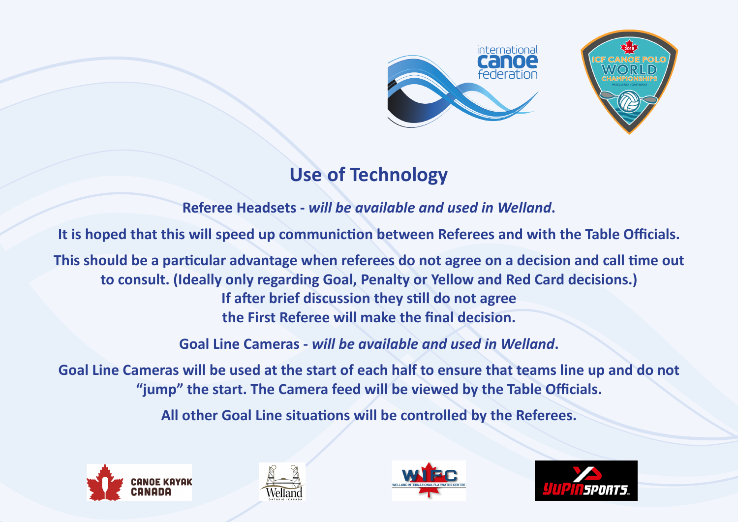# Use of Technology

**Referee Headsets -** ***will be available and used in Welland*****.**

**It is hoped that this will speed up communiction between Referees and with the Table Officials.**

**This should be a particular advantage when referees do not agree on a decision and call time out to consult. (Ideally only regarding Goal, Penalty or Yellow and Red Card decisions.) If after brief discussion they still do not agree the First Referee will make the final decision.**

**Goal Line Cameras -** ***will be available and used in Welland*****.**

**Goal Line Cameras will be used at the start of each half to ensure that teams line up and do not "jump" the start. The Camera feed will be viewed by the Table Officials.**

**All other Goal Line situations will be controlled by the Referees.**